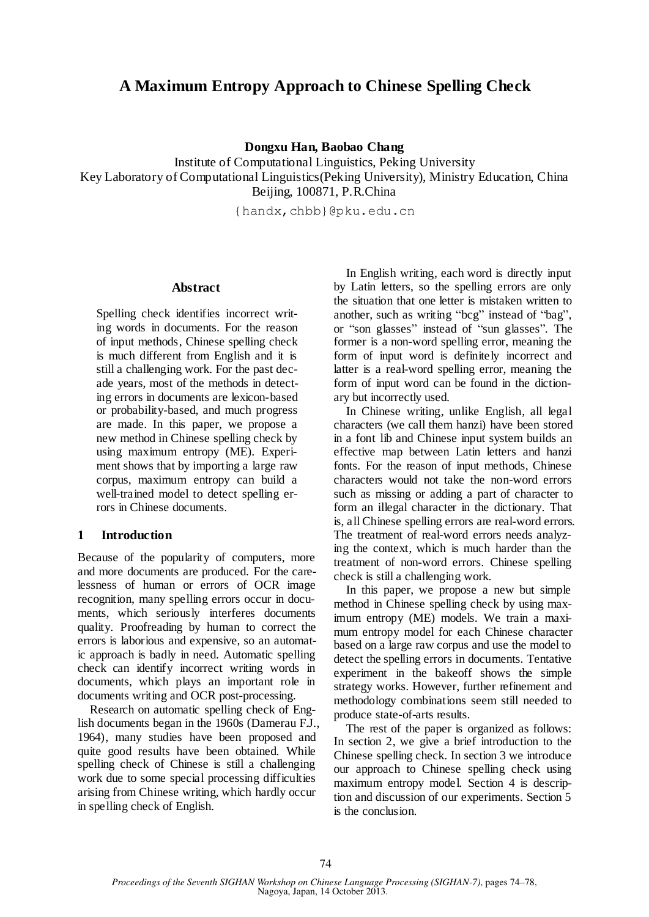# A Maximum Entropy Approach to Chinese Spelling Check

**Dongxu Han, Baobao Chang**

Institute of Computational Linguistics, Peking University
Key Laboratory of Computational Linguistics(Peking University), Ministry Education, China
Beijing, 100871, P.R.China

{handx,chbb}@pku.edu.cn

## Abstract

Spelling check identifies incorrect writing words in documents. For the reason of input methods, Chinese spelling check is much different from English and it is still a challenging work. For the past decade years, most of the methods in detecting errors in documents are lexicon-based or probability-based, and much progress are made. In this paper, we propose a new method in Chinese spelling check by using maximum entropy (ME). Experiment shows that by importing a large raw corpus, maximum entropy can build a well-trained model to detect spelling errors in Chinese documents.

## 1 Introduction

Because of the popularity of computers, more and more documents are produced. For the carelessness of human or errors of OCR image recognition, many spelling errors occur in documents, which seriously interferes documents quality. Proofreading by human to correct the errors is laborious and expensive, so an automatic approach is badly in need. Automatic spelling check can identify incorrect writing words in documents, which plays an important role in documents writing and OCR post-processing.

Research on automatic spelling check of English documents began in the 1960s (Damerau F.J., 1964), many studies have been proposed and quite good results have been obtained. While spelling check of Chinese is still a challenging work due to some special processing difficulties arising from Chinese writing, which hardly occur in spelling check of English.

In English writing, each word is directly input by Latin letters, so the spelling errors are only the situation that one letter is mistaken written to another, such as writing "bcg" instead of "bag", or "son glasses" instead of "sun glasses". The former is a non-word spelling error, meaning the form of input word is definitely incorrect and latter is a real-word spelling error, meaning the form of input word can be found in the dictionary but incorrectly used.

In Chinese writing, unlike English, all legal characters (we call them hanzi) have been stored in a font lib and Chinese input system builds an effective map between Latin letters and hanzi fonts. For the reason of input methods, Chinese characters would not take the non-word errors such as missing or adding a part of character to form an illegal character in the dictionary. That is, all Chinese spelling errors are real-word errors. The treatment of real-word errors needs analyzing the context, which is much harder than the treatment of non-word errors. Chinese spelling check is still a challenging work.

In this paper, we propose a new but simple method in Chinese spelling check by using maximum entropy (ME) models. We train a maximum entropy model for each Chinese character based on a large raw corpus and use the model to detect the spelling errors in documents. Tentative experiment in the bakeoff shows the simple strategy works. However, further refinement and methodology combinations seem still needed to produce state-of-arts results.

The rest of the paper is organized as follows: In section 2, we give a brief introduction to the Chinese spelling check. In section 3 we introduce our approach to Chinese spelling check using maximum entropy model. Section 4 is description and discussion of our experiments. Section 5 is the conclusion.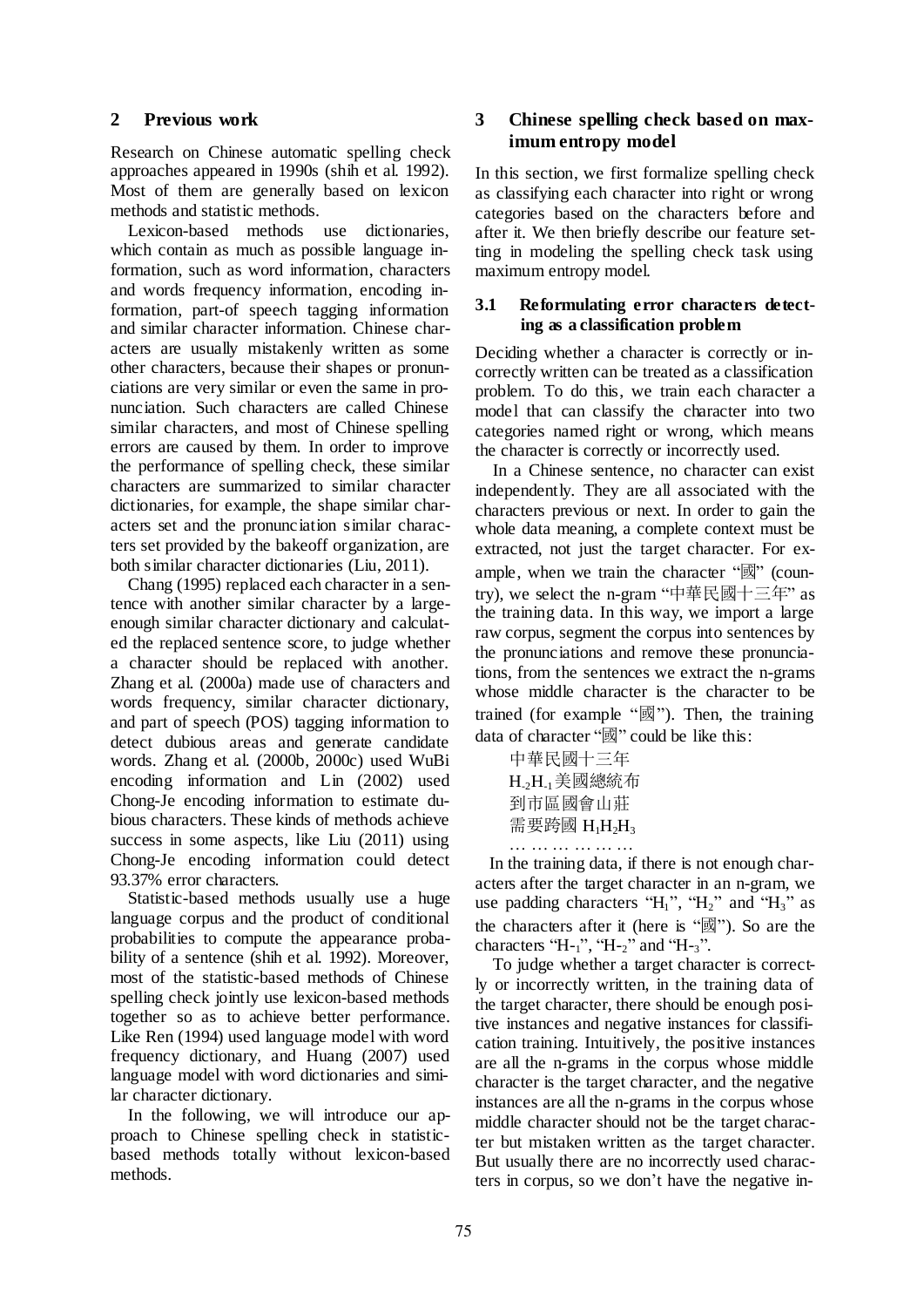## 2 Previous work

Research on Chinese automatic spelling check approaches appeared in 1990s (shih et al. 1992). Most of them are generally based on lexicon methods and statistic methods.

Lexicon-based methods use dictionaries, which contain as much as possible language information, such as word information, characters and words frequency information, encoding information, part-of speech tagging information and similar character information. Chinese characters are usually mistakenly written as some other characters, because their shapes or pronunciations are very similar or even the same in pronunciation. Such characters are called Chinese similar characters, and most of Chinese spelling errors are caused by them. In order to improve the performance of spelling check, these similar characters are summarized to similar character dictionaries, for example, the shape similar characters set and the pronunciation similar characters set provided by the bakeoff organization, are both similar character dictionaries (Liu, 2011).

Chang (1995) replaced each character in a sentence with another similar character by a large-enough similar character dictionary and calculated the replaced sentence score, to judge whether a character should be replaced with another. Zhang et al. (2000a) made use of characters and words frequency, similar character dictionary, and part of speech (POS) tagging information to detect dubious areas and generate candidate words. Zhang et al. (2000b, 2000c) used WuBi encoding information and Lin (2002) used Chong-Je encoding information to estimate dubious characters. These kinds of methods achieve success in some aspects, like Liu (2011) using Chong-Je encoding information could detect 93.37% error characters.

Statistic-based methods usually use a huge language corpus and the product of conditional probabilities to compute the appearance probability of a sentence (shih et al. 1992). Moreover, most of the statistic-based methods of Chinese spelling check jointly use lexicon-based methods together so as to achieve better performance. Like Ren (1994) used language model with word frequency dictionary, and Huang (2007) used language model with word dictionaries and similar character dictionary.

In the following, we will introduce our approach to Chinese spelling check in statistic-based methods totally without lexicon-based methods.

## 3 Chinese spelling check based on maximum entropy model

In this section, we first formalize spelling check as classifying each character into right or wrong categories based on the characters before and after it. We then briefly describe our feature setting in modeling the spelling check task using maximum entropy model.

### 3.1 Reformulating error characters detecting as a classification problem

Deciding whether a character is correctly or incorrectly written can be treated as a classification problem. To do this, we train each character a model that can classify the character into two categories named right or wrong, which means the character is correctly or incorrectly used.

In a Chinese sentence, no character can exist independently. They are all associated with the characters previous or next. In order to gain the whole data meaning, a complete context must be extracted, not just the target character. For example, when we train the character "國" (country), we select the n-gram "中華民國十三年" as the training data. In this way, we import a large raw corpus, segment the corpus into sentences by the pronunciations and remove these pronunciations, from the sentences we extract the n-grams whose middle character is the character to be trained (for example "國"). Then, the training data of character "國" could be like this:

中華民國十三年
$H_{-2}H_{-1}$美國總統布
到市區國會山莊
需要跨國 $H_1H_2H_3$
… … … … … …

In the training data, if there is not enough characters after the target character in an n-gram, we use padding characters "$H_1$", "$H_2$" and "$H_3$" as the characters after it (here is "國"). So are the characters "$H_{-1}$", "$H_{-2}$" and "$H_{-3}$".

To judge whether a target character is correctly or incorrectly written, in the training data of the target character, there should be enough positive instances and negative instances for classification training. Intuitively, the positive instances are all the n-grams in the corpus whose middle character is the target character, and the negative instances are all the n-grams in the corpus whose middle character should not be the target character but mistaken written as the target character. But usually there are no incorrectly used characters in corpus, so we don't have the negative in-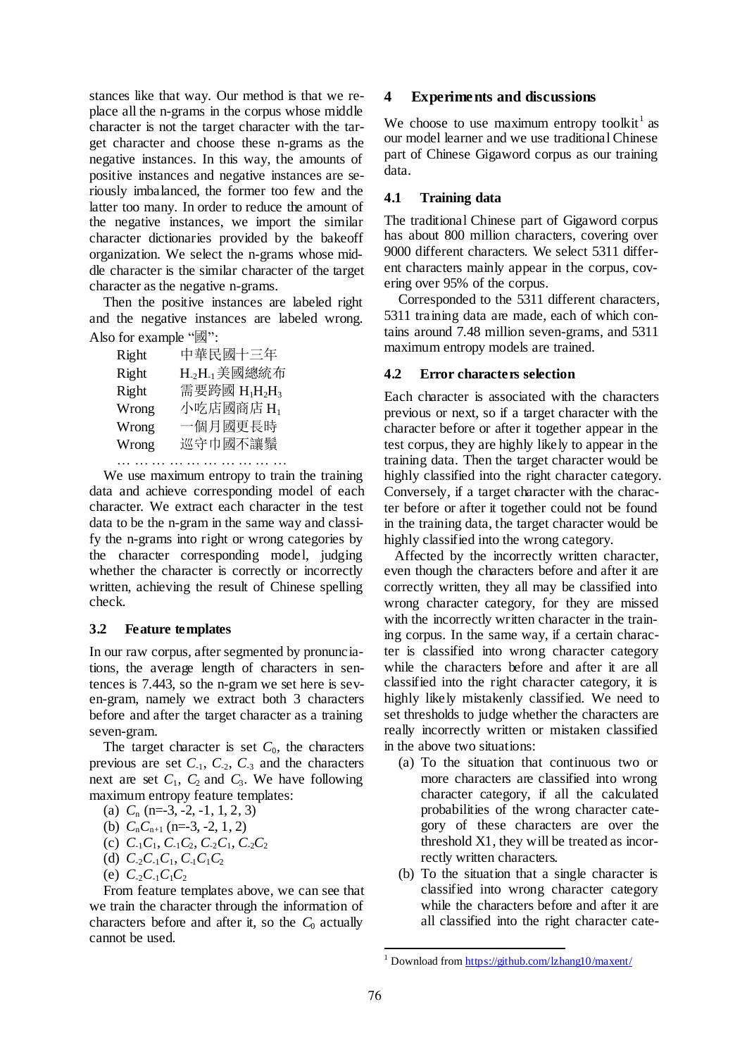stances like that way. Our method is that we replace all the n-grams in the corpus whose middle character is not the target character with the target character and choose these n-grams as the negative instances. In this way, the amounts of positive instances and negative instances are seriously imbalanced, the former too few and the latter too many. In order to reduce the amount of the negative instances, we import the similar character dictionaries provided by the bakeoff organization. We select the n-grams whose middle character is the similar character of the target character as the negative n-grams.

Then the positive instances are labeled right and the negative instances are labeled wrong. Also for example "國":

| | |
|---|---|
| Right | 中華民國十三年 |
| Right | $H_{-2}H_{-1}$美國總統布 |
| Right | 需要跨國 $H_1H_2H_3$ |
| Wrong | 小吃店國商店 $H_1$ |
| Wrong | 一個月國更長時 |
| Wrong | 巡守巾國不讓鬚 |

………………………………

We use maximum entropy to train the training data and achieve corresponding model of each character. We extract each character in the test data to be the n-gram in the same way and classify the n-grams into right or wrong categories by the character corresponding model, judging whether the character is correctly or incorrectly written, achieving the result of Chinese spelling check.

### 3.2 Feature templates

In our raw corpus, after segmented by pronunciations, the average length of characters in sentences is 7.443, so the n-gram we set here is seven-gram, namely we extract both 3 characters before and after the target character as a training seven-gram.

The target character is set $C_0$, the characters previous are set $C_{-1}$, $C_{-2}$, $C_{-3}$ and the characters next are set $C_1$, $C_2$ and $C_3$. We have following maximum entropy feature templates:

(a) $C_n$ (n=-3, -2, -1, 1, 2, 3)
(b) $C_nC_{n+1}$ (n=-3, -2, 1, 2)
(c) $C_{-1}C_1$, $C_{-1}C_2$, $C_{-2}C_1$, $C_{-2}C_2$
(d) $C_{-2}C_{-1}C_1$, $C_{-1}C_1C_2$
(e) $C_{-2}C_{-1}C_1C_2$

From feature templates above, we can see that we train the character through the information of characters before and after it, so the $C_0$ actually cannot be used.

## 4 Experiments and discussions

We choose to use maximum entropy toolkit[1] as our model learner and we use traditional Chinese part of Chinese Gigaword corpus as our training data.

### 4.1 Training data

The traditional Chinese part of Gigaword corpus has about 800 million characters, covering over 9000 different characters. We select 5311 different characters mainly appear in the corpus, covering over 95% of the corpus.

Corresponded to the 5311 different characters, 5311 training data are made, each of which contains around 7.48 million seven-grams, and 5311 maximum entropy models are trained.

### 4.2 Error characters selection

Each character is associated with the characters previous or next, so if a target character with the character before or after it together appear in the test corpus, they are highly likely to appear in the training data. Then the target character would be highly classified into the right character category. Conversely, if a target character with the character before or after it together could not be found in the training data, the target character would be highly classified into the wrong category.

Affected by the incorrectly written character, even though the characters before and after it are correctly written, they all may be classified into wrong character category, for they are missed with the incorrectly written character in the training corpus. In the same way, if a certain character is classified into wrong character category while the characters before and after it are all classified into the right character category, it is highly likely mistakenly classified. We need to set thresholds to judge whether the characters are really incorrectly written or mistaken classified in the above two situations:

(a) To the situation that continuous two or more characters are classified into wrong character category, if all the calculated probabilities of the wrong character category of these characters are over the threshold X1, they will be treated as incorrectly written characters.

(b) To the situation that a single character is classified into wrong character category while the characters before and after it are all classified into the right character cate-

[1] Download from https://github.com/lzhang10/maxent/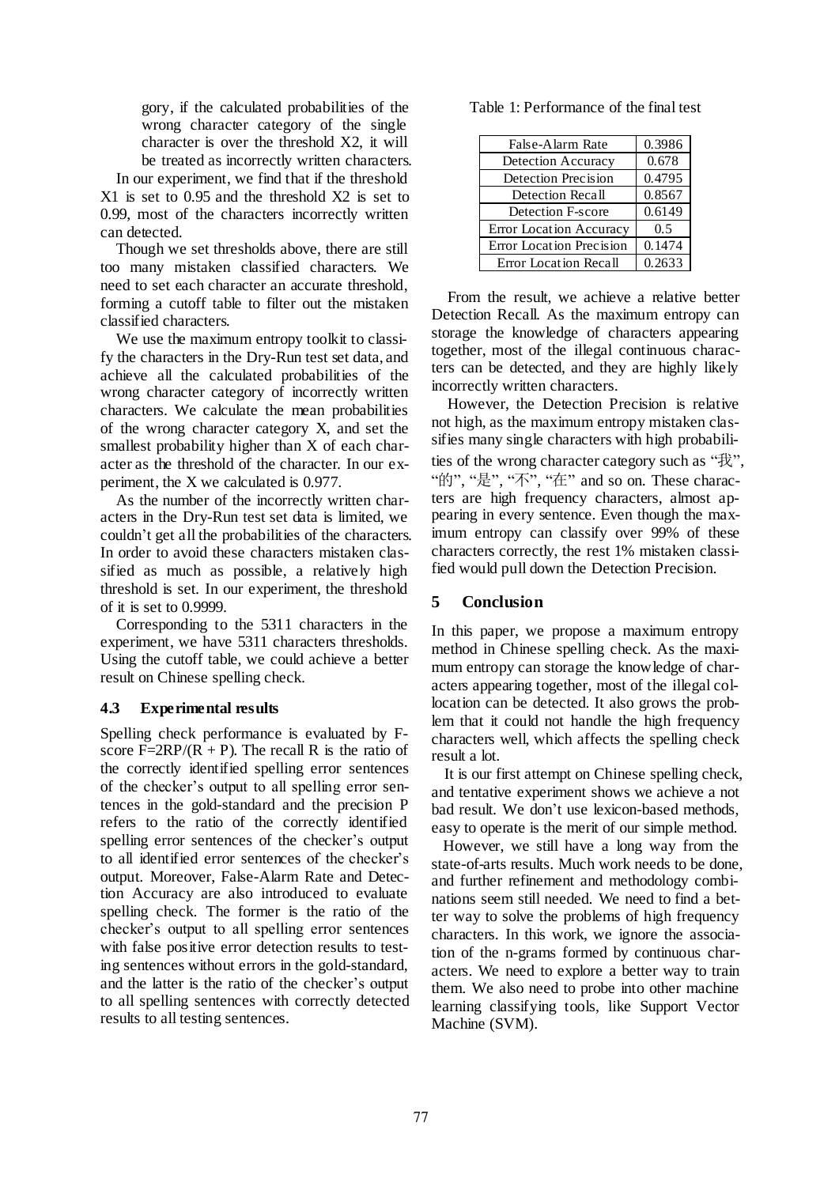gory, if the calculated probabilities of the wrong character category of the single character is over the threshold X2, it will be treated as incorrectly written characters.

In our experiment, we find that if the threshold X1 is set to 0.95 and the threshold X2 is set to 0.99, most of the characters incorrectly written can detected.

Though we set thresholds above, there are still too many mistaken classified characters. We need to set each character an accurate threshold, forming a cutoff table to filter out the mistaken classified characters.

We use the maximum entropy toolkit to classify the characters in the Dry-Run test set data, and achieve all the calculated probabilities of the wrong character category of incorrectly written characters. We calculate the mean probabilities of the wrong character category X, and set the smallest probability higher than X of each character as the threshold of the character. In our experiment, the X we calculated is 0.977.

As the number of the incorrectly written characters in the Dry-Run test set data is limited, we couldn't get all the probabilities of the characters. In order to avoid these characters mistaken classified as much as possible, a relatively high threshold is set. In our experiment, the threshold of it is set to 0.9999.

Corresponding to the 5311 characters in the experiment, we have 5311 characters thresholds. Using the cutoff table, we could achieve a better result on Chinese spelling check.

### 4.3 Experimental results

Spelling check performance is evaluated by F-score $F=2RP/(R + P)$. The recall R is the ratio of the correctly identified spelling error sentences of the checker's output to all spelling error sentences in the gold-standard and the precision P refers to the ratio of the correctly identified spelling error sentences of the checker's output to all identified error sentences of the checker's output. Moreover, False-Alarm Rate and Detection Accuracy are also introduced to evaluate spelling check. The former is the ratio of the checker's output to all spelling error sentences with false positive error detection results to testing sentences without errors in the gold-standard, and the latter is the ratio of the checker's output to all spelling sentences with correctly detected results to all testing sentences.

Table 1: Performance of the final test

| | |
|---|---|
| False-Alarm Rate | 0.3986 |
| Detection Accuracy | 0.678 |
| Detection Precision | 0.4795 |
| Detection Recall | 0.8567 |
| Detection F-score | 0.6149 |
| Error Location Accuracy | 0.5 |
| Error Location Precision | 0.1474 |
| Error Location Recall | 0.2633 |

From the result, we achieve a relative better Detection Recall. As the maximum entropy can storage the knowledge of characters appearing together, most of the illegal continuous characters can be detected, and they are highly likely incorrectly written characters.

However, the Detection Precision is relative not high, as the maximum entropy mistaken classifies many single characters with high probabilities of the wrong character category such as "我", "的", "是", "不", "在" and so on. These characters are high frequency characters, almost appearing in every sentence. Even though the maximum entropy can classify over 99% of these characters correctly, the rest 1% mistaken classified would pull down the Detection Precision.

## 5 Conclusion

In this paper, we propose a maximum entropy method in Chinese spelling check. As the maximum entropy can storage the knowledge of characters appearing together, most of the illegal collocation can be detected. It also grows the problem that it could not handle the high frequency characters well, which affects the spelling check result a lot.

It is our first attempt on Chinese spelling check, and tentative experiment shows we achieve a not bad result. We don't use lexicon-based methods, easy to operate is the merit of our simple method.

However, we still have a long way from the state-of-arts results. Much work needs to be done, and further refinement and methodology combinations seem still needed. We need to find a better way to solve the problems of high frequency characters. In this work, we ignore the association of the n-grams formed by continuous characters. We need to explore a better way to train them. We also need to probe into other machine learning classifying tools, like Support Vector Machine (SVM).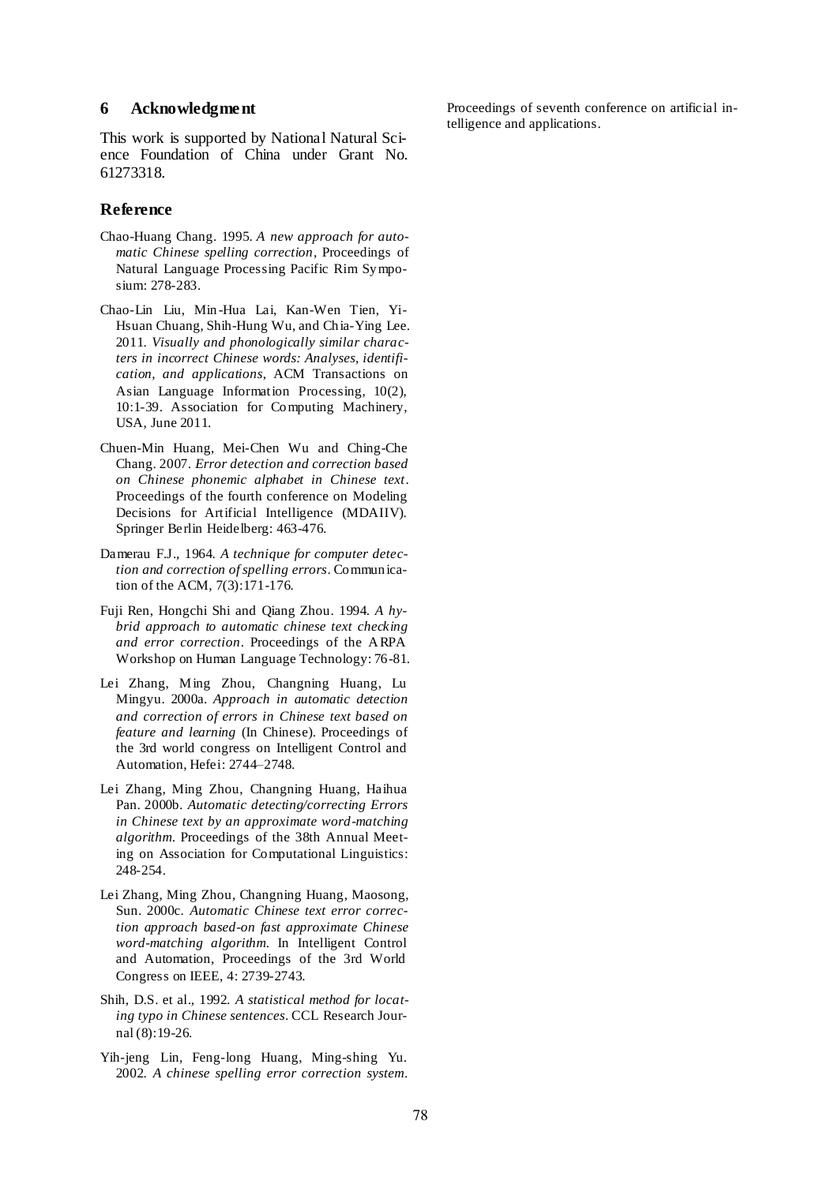## 6 Acknowledgment

This work is supported by National Natural Science Foundation of China under Grant No. 61273318.

## Reference

Chao-Huang Chang. 1995. *A new approach for automatic Chinese spelling correction*, Proceedings of Natural Language Processing Pacific Rim Symposium: 278-283.

Chao-Lin Liu, Min-Hua Lai, Kan-Wen Tien, Yi-Hsuan Chuang, Shih-Hung Wu, and Chia-Ying Lee. 2011. *Visually and phonologically similar characters in incorrect Chinese words: Analyses, identification, and applications*, ACM Transactions on Asian Language Information Processing, 10(2), 10:1-39. Association for Computing Machinery, USA, June 2011.

Chuen-Min Huang, Mei-Chen Wu and Ching-Che Chang. 2007. *Error detection and correction based on Chinese phonemic alphabet in Chinese text*. Proceedings of the fourth conference on Modeling Decisions for Artificial Intelligence (MDAIIV). Springer Berlin Heidelberg: 463-476.

Damerau F.J., 1964. *A technique for computer detection and correction of spelling errors*. Communication of the ACM, 7(3):171-176.

Fuji Ren, Hongchi Shi and Qiang Zhou. 1994. *A hybrid approach to automatic chinese text checking and error correction*. Proceedings of the ARPA Workshop on Human Language Technology: 76-81.

Lei Zhang, Ming Zhou, Changning Huang, Lu Mingyu. 2000a. *Approach in automatic detection and correction of errors in Chinese text based on feature and learning* (In Chinese). Proceedings of the 3rd world congress on Intelligent Control and Automation, Hefei: 2744–2748.

Lei Zhang, Ming Zhou, Changning Huang, Haihua Pan. 2000b. *Automatic detecting/correcting Errors in Chinese text by an approximate word-matching algorithm*. Proceedings of the 38th Annual Meeting on Association for Computational Linguistics: 248-254.

Lei Zhang, Ming Zhou, Changning Huang, Maosong, Sun. 2000c. *Automatic Chinese text error correction approach based-on fast approximate Chinese word-matching algorithm*. In Intelligent Control and Automation, Proceedings of the 3rd World Congress on IEEE, 4: 2739-2743.

Shih, D.S. et al., 1992. *A statistical method for locating typo in Chinese sentences*. CCL Research Journal (8):19-26.

Yih-jeng Lin, Feng-long Huang, Ming-shing Yu. 2002. *A chinese spelling error correction system*. Proceedings of seventh conference on artificial intelligence and applications.